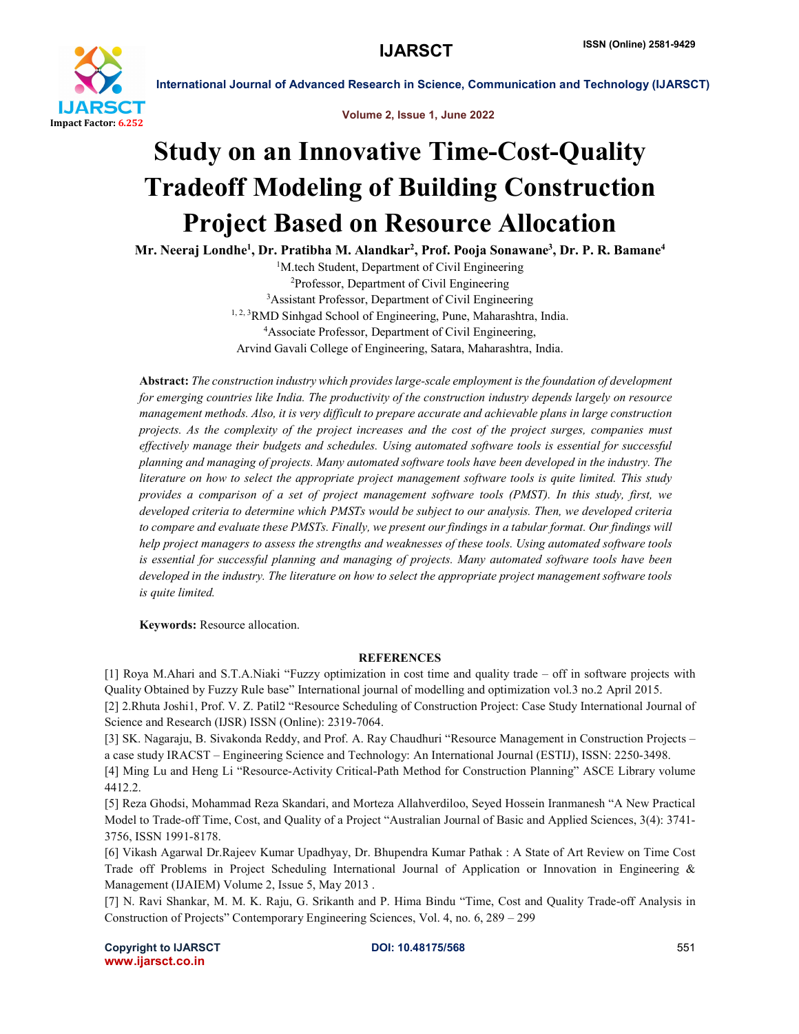# Study on an Innovative Time-Cost-Quality Tradeoff Modeling of Building Construction Project Based on Resource Allocation

**Mr. Neeraj Londhe[1], Dr. Pratibha M. Alandkar[2], Prof. Pooja Sonawane[3], Dr. P. R. Bamane[4]**

[1]M.tech Student, Department of Civil Engineering
[2]Professor, Department of Civil Engineering
[3]Assistant Professor, Department of Civil Engineering
[1, 2, 3]RMD Sinhgad School of Engineering, Pune, Maharashtra, India.
[4]Associate Professor, Department of Civil Engineering,
Arvind Gavali College of Engineering, Satara, Maharashtra, India.

**Abstract:** *The construction industry which provides large-scale employment is the foundation of development for emerging countries like India. The productivity of the construction industry depends largely on resource management methods. Also, it is very difficult to prepare accurate and achievable plans in large construction projects. As the complexity of the project increases and the cost of the project surges, companies must effectively manage their budgets and schedules. Using automated software tools is essential for successful planning and managing of projects. Many automated software tools have been developed in the industry. The literature on how to select the appropriate project management software tools is quite limited. This study provides a comparison of a set of project management software tools (PMST). In this study, first, we developed criteria to determine which PMSTs would be subject to our analysis. Then, we developed criteria to compare and evaluate these PMSTs. Finally, we present our findings in a tabular format. Our findings will help project managers to assess the strengths and weaknesses of these tools. Using automated software tools is essential for successful planning and managing of projects. Many automated software tools have been developed in the industry. The literature on how to select the appropriate project management software tools is quite limited.*

**Keywords:** Resource allocation.

## REFERENCES

[1] Roya M.Ahari and S.T.A.Niaki "Fuzzy optimization in cost time and quality trade – off in software projects with Quality Obtained by Fuzzy Rule base" International journal of modelling and optimization vol.3 no.2 April 2015.

[2] 2.Rhuta Joshi1, Prof. V. Z. Patil2 "Resource Scheduling of Construction Project: Case Study International Journal of Science and Research (IJSR) ISSN (Online): 2319-7064.

[3] SK. Nagaraju, B. Sivakonda Reddy, and Prof. A. Ray Chaudhuri "Resource Management in Construction Projects – a case study IRACST – Engineering Science and Technology: An International Journal (ESTIJ), ISSN: 2250-3498.

[4] Ming Lu and Heng Li "Resource-Activity Critical-Path Method for Construction Planning" ASCE Library volume 4412.2.

[5] Reza Ghodsi, Mohammad Reza Skandari, and Morteza Allahverdiloo, Seyed Hossein Iranmanesh "A New Practical Model to Trade-off Time, Cost, and Quality of a Project "Australian Journal of Basic and Applied Sciences, 3(4): 3741-3756, ISSN 1991-8178.

[6] Vikash Agarwal Dr.Rajeev Kumar Upadhyay, Dr. Bhupendra Kumar Pathak : A State of Art Review on Time Cost Trade off Problems in Project Scheduling International Journal of Application or Innovation in Engineering & Management (IJAIEM) Volume 2, Issue 5, May 2013 .

[7] N. Ravi Shankar, M. M. K. Raju, G. Srikanth and P. Hima Bindu "Time, Cost and Quality Trade-off Analysis in Construction of Projects" Contemporary Engineering Sciences, Vol. 4, no. 6, 289 – 299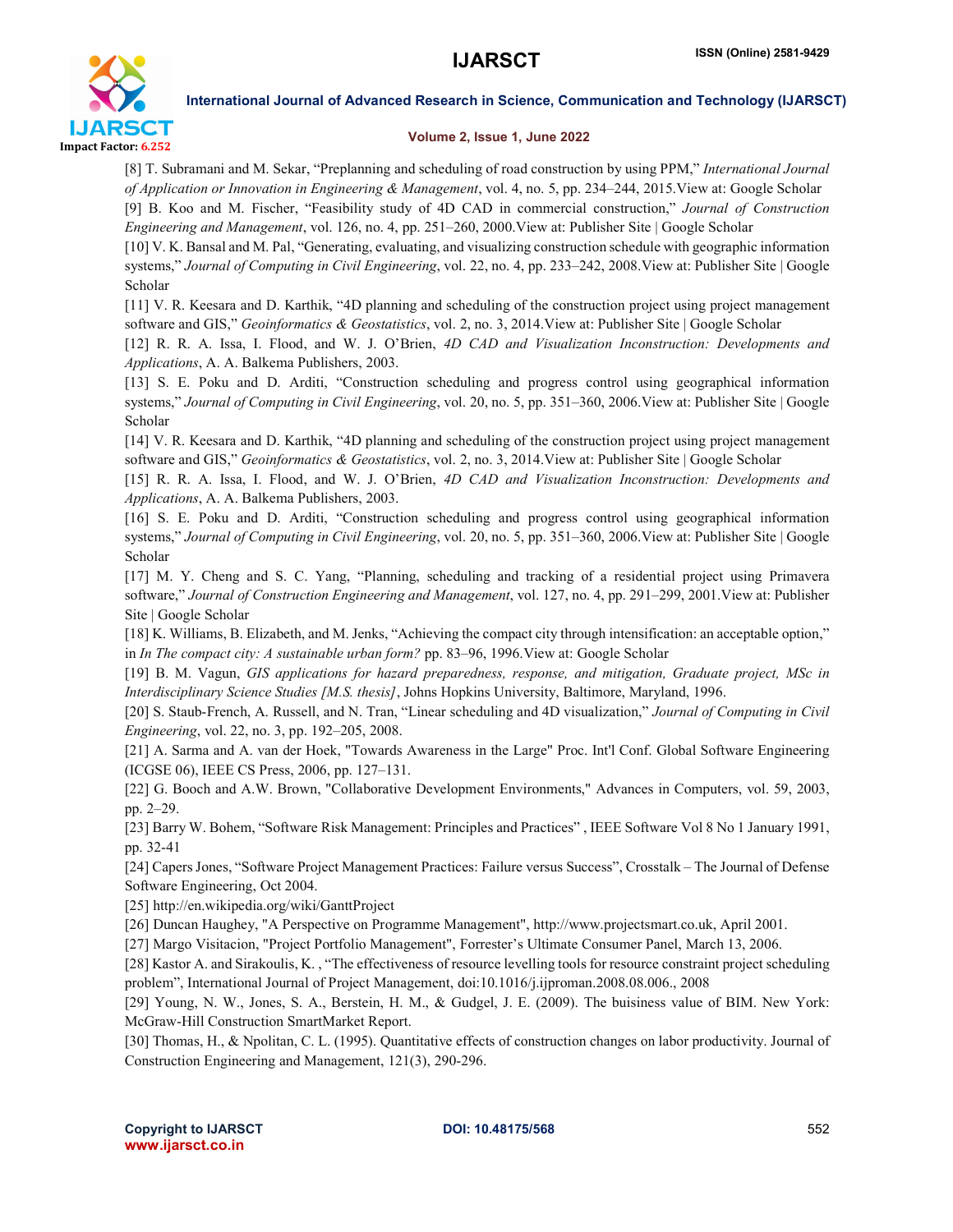[8] T. Subramani and M. Sekar, "Preplanning and scheduling of road construction by using PPM," *International Journal of Application or Innovation in Engineering & Management*, vol. 4, no. 5, pp. 234–244, 2015.View at: Google Scholar

[9] B. Koo and M. Fischer, "Feasibility study of 4D CAD in commercial construction," *Journal of Construction Engineering and Management*, vol. 126, no. 4, pp. 251–260, 2000.View at: Publisher Site | Google Scholar

[10] V. K. Bansal and M. Pal, "Generating, evaluating, and visualizing construction schedule with geographic information systems," *Journal of Computing in Civil Engineering*, vol. 22, no. 4, pp. 233–242, 2008.View at: Publisher Site | Google Scholar

[11] V. R. Keesara and D. Karthik, "4D planning and scheduling of the construction project using project management software and GIS," *Geoinformatics & Geostatistics*, vol. 2, no. 3, 2014.View at: Publisher Site | Google Scholar

[12] R. R. A. Issa, I. Flood, and W. J. O'Brien, *4D CAD and Visualization Inconstruction: Developments and Applications*, A. A. Balkema Publishers, 2003.

[13] S. E. Poku and D. Arditi, "Construction scheduling and progress control using geographical information systems," *Journal of Computing in Civil Engineering*, vol. 20, no. 5, pp. 351–360, 2006.View at: Publisher Site | Google Scholar

[14] V. R. Keesara and D. Karthik, "4D planning and scheduling of the construction project using project management software and GIS," *Geoinformatics & Geostatistics*, vol. 2, no. 3, 2014.View at: Publisher Site | Google Scholar

[15] R. R. A. Issa, I. Flood, and W. J. O'Brien, *4D CAD and Visualization Inconstruction: Developments and Applications*, A. A. Balkema Publishers, 2003.

[16] S. E. Poku and D. Arditi, "Construction scheduling and progress control using geographical information systems," *Journal of Computing in Civil Engineering*, vol. 20, no. 5, pp. 351–360, 2006.View at: Publisher Site | Google Scholar

[17] M. Y. Cheng and S. C. Yang, "Planning, scheduling and tracking of a residential project using Primavera software," *Journal of Construction Engineering and Management*, vol. 127, no. 4, pp. 291–299, 2001.View at: Publisher Site | Google Scholar

[18] K. Williams, B. Elizabeth, and M. Jenks, "Achieving the compact city through intensification: an acceptable option," in *In The compact city: A sustainable urban form?* pp. 83–96, 1996.View at: Google Scholar

[19] B. M. Vagun, *GIS applications for hazard preparedness, response, and mitigation, Graduate project, MSc in Interdisciplinary Science Studies [M.S. thesis]*, Johns Hopkins University, Baltimore, Maryland, 1996.

[20] S. Staub-French, A. Russell, and N. Tran, "Linear scheduling and 4D visualization," *Journal of Computing in Civil Engineering*, vol. 22, no. 3, pp. 192–205, 2008.

[21] A. Sarma and A. van der Hoek, "Towards Awareness in the Large" Proc. Int'l Conf. Global Software Engineering (ICGSE 06), IEEE CS Press, 2006, pp. 127–131.

[22] G. Booch and A.W. Brown, "Collaborative Development Environments," Advances in Computers, vol. 59, 2003, pp. 2–29.

[23] Barry W. Bohem, "Software Risk Management: Principles and Practices" , IEEE Software Vol 8 No 1 January 1991, pp. 32-41

[24] Capers Jones, "Software Project Management Practices: Failure versus Success", Crosstalk – The Journal of Defense Software Engineering, Oct 2004.

[25] http://en.wikipedia.org/wiki/GanttProject

[26] Duncan Haughey, "A Perspective on Programme Management", http://www.projectsmart.co.uk, April 2001.

[27] Margo Visitacion, "Project Portfolio Management", Forrester's Ultimate Consumer Panel, March 13, 2006.

[28] Kastor A. and Sirakoulis, K. , "The effectiveness of resource levelling tools for resource constraint project scheduling problem", International Journal of Project Management, doi:10.1016/j.ijproman.2008.08.006., 2008

[29] Young, N. W., Jones, S. A., Berstein, H. M., & Gudgel, J. E. (2009). The buisiness value of BIM. New York: McGraw-Hill Construction SmartMarket Report.

[30] Thomas, H., & Npolitan, C. L. (1995). Quantitative effects of construction changes on labor productivity. Journal of Construction Engineering and Management, 121(3), 290-296.